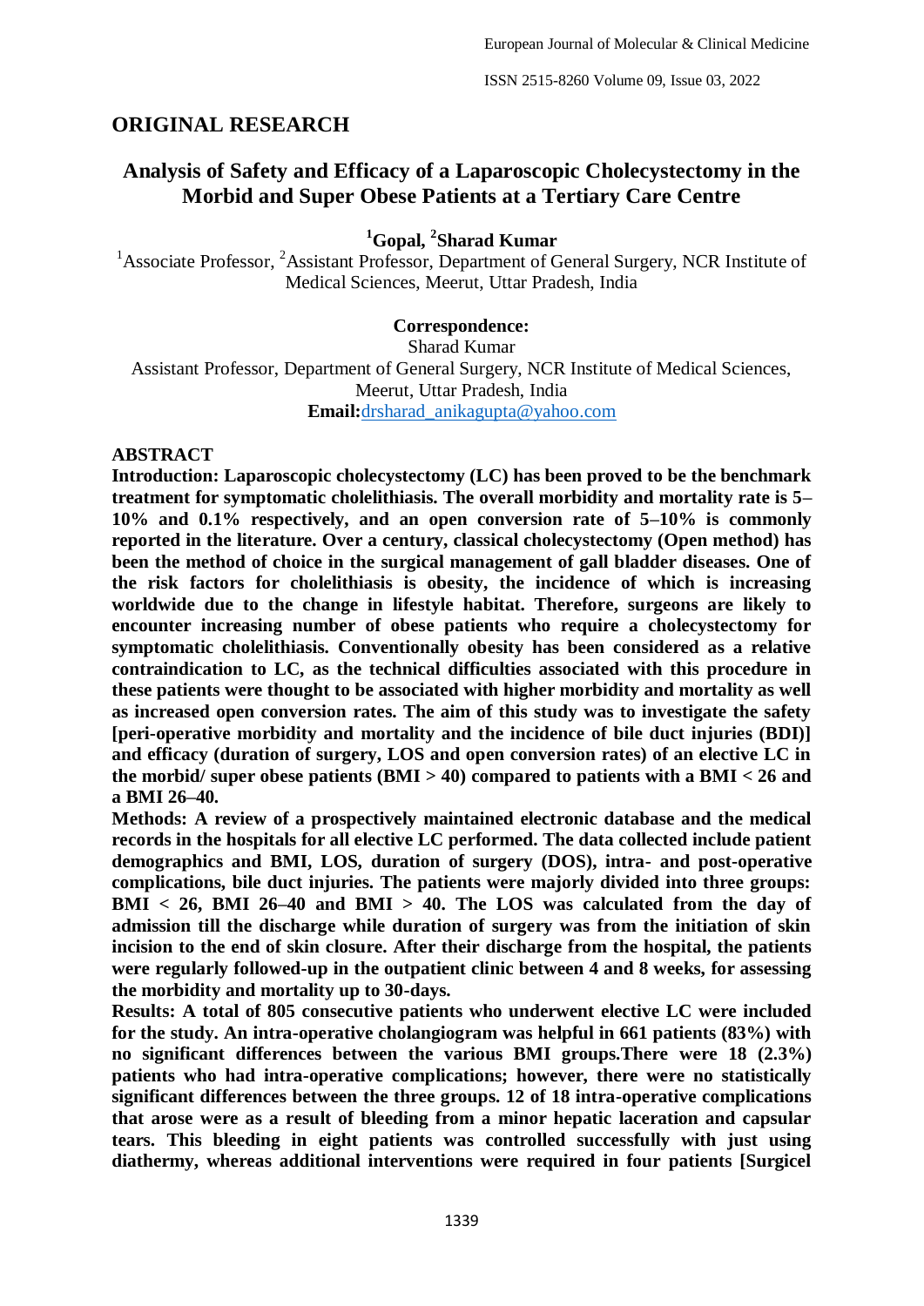## ORIGINAL RESEARCH

# Analysis of Safety and Efficacy of a Laparoscopic Cholecystectomy in the Morbid and Super Obese Patients at a Tertiary Care Centre

**[1]Gopal, [2]Sharad Kumar**

[1]Associate Professor, [2]Assistant Professor, Department of General Surgery, NCR Institute of Medical Sciences, Meerut, Uttar Pradesh, India

**Correspondence:**

Sharad Kumar

Assistant Professor, Department of General Surgery, NCR Institute of Medical Sciences, Meerut, Uttar Pradesh, India

**Email:**drsharad_anikagupta@yahoo.com

## ABSTRACT

**Introduction: Laparoscopic cholecystectomy (LC) has been proved to be the benchmark treatment for symptomatic cholelithiasis. The overall morbidity and mortality rate is 5–10% and 0.1% respectively, and an open conversion rate of 5–10% is commonly reported in the literature. Over a century, classical cholecystectomy (Open method) has been the method of choice in the surgical management of gall bladder diseases. One of the risk factors for cholelithiasis is obesity, the incidence of which is increasing worldwide due to the change in lifestyle habitat. Therefore, surgeons are likely to encounter increasing number of obese patients who require a cholecystectomy for symptomatic cholelithiasis. Conventionally obesity has been considered as a relative contraindication to LC, as the technical difficulties associated with this procedure in these patients were thought to be associated with higher morbidity and mortality as well as increased open conversion rates. The aim of this study was to investigate the safety [peri-operative morbidity and mortality and the incidence of bile duct injuries (BDI)] and efficacy (duration of surgery, LOS and open conversion rates) of an elective LC in the morbid/ super obese patients (BMI > 40) compared to patients with a BMI < 26 and a BMI 26–40.**

**Methods: A review of a prospectively maintained electronic database and the medical records in the hospitals for all elective LC performed. The data collected include patient demographics and BMI, LOS, duration of surgery (DOS), intra- and post-operative complications, bile duct injuries. The patients were majorly divided into three groups: BMI < 26, BMI 26–40 and BMI > 40. The LOS was calculated from the day of admission till the discharge while duration of surgery was from the initiation of skin incision to the end of skin closure. After their discharge from the hospital, the patients were regularly followed-up in the outpatient clinic between 4 and 8 weeks, for assessing the morbidity and mortality up to 30-days.**

**Results: A total of 805 consecutive patients who underwent elective LC were included for the study. An intra-operative cholangiogram was helpful in 661 patients (83%) with no significant differences between the various BMI groups.There were 18 (2.3%) patients who had intra-operative complications; however, there were no statistically significant differences between the three groups. 12 of 18 intra-operative complications that arose were as a result of bleeding from a minor hepatic laceration and capsular tears. This bleeding in eight patients was controlled successfully with just using diathermy, whereas additional interventions were required in four patients [Surgicel**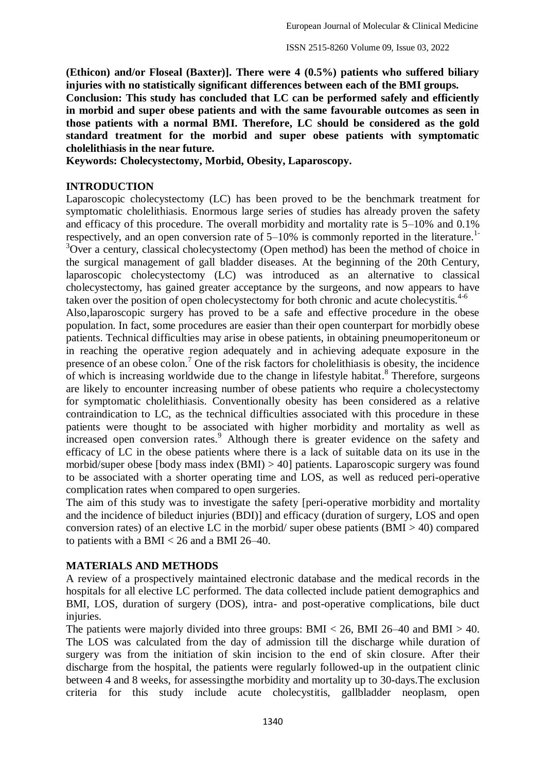**(Ethicon) and/or Floseal (Baxter)]. There were 4 (0.5%) patients who suffered biliary injuries with no statistically significant differences between each of the BMI groups.**

**Conclusion: This study has concluded that LC can be performed safely and efficiently in morbid and super obese patients and with the same favourable outcomes as seen in those patients with a normal BMI. Therefore, LC should be considered as the gold standard treatment for the morbid and super obese patients with symptomatic cholelithiasis in the near future.**

**Keywords: Cholecystectomy, Morbid, Obesity, Laparoscopy.**

## INTRODUCTION

Laparoscopic cholecystectomy (LC) has been proved to be the benchmark treatment for symptomatic cholelithiasis. Enormous large series of studies has already proven the safety and efficacy of this procedure. The overall morbidity and mortality rate is 5–10% and 0.1% respectively, and an open conversion rate of 5–10% is commonly reported in the literature.[1-3] Over a century, classical cholecystectomy (Open method) has been the method of choice in the surgical management of gall bladder diseases. At the beginning of the 20th Century, laparoscopic cholecystectomy (LC) was introduced as an alternative to classical cholecystectomy, has gained greater acceptance by the surgeons, and now appears to have taken over the position of open cholecystectomy for both chronic and acute cholecystitis.[4-6]

Also,laparoscopic surgery has proved to be a safe and effective procedure in the obese population. In fact, some procedures are easier than their open counterpart for morbidly obese patients. Technical difficulties may arise in obese patients, in obtaining pneumoperitoneum or in reaching the operative region adequately and in achieving adequate exposure in the presence of an obese colon.[7] One of the risk factors for cholelithiasis is obesity, the incidence of which is increasing worldwide due to the change in lifestyle habitat.[8] Therefore, surgeons are likely to encounter increasing number of obese patients who require a cholecystectomy for symptomatic cholelithiasis. Conventionally obesity has been considered as a relative contraindication to LC, as the technical difficulties associated with this procedure in these patients were thought to be associated with higher morbidity and mortality as well as increased open conversion rates.[9] Although there is greater evidence on the safety and efficacy of LC in the obese patients where there is a lack of suitable data on its use in the morbid/super obese [body mass index (BMI) > 40] patients. Laparoscopic surgery was found to be associated with a shorter operating time and LOS, as well as reduced peri-operative complication rates when compared to open surgeries.

The aim of this study was to investigate the safety [peri-operative morbidity and mortality and the incidence of bileduct injuries (BDI)] and efficacy (duration of surgery, LOS and open conversion rates) of an elective LC in the morbid/ super obese patients (BMI > 40) compared to patients with a BMI < 26 and a BMI 26–40.

## MATERIALS AND METHODS

A review of a prospectively maintained electronic database and the medical records in the hospitals for all elective LC performed. The data collected include patient demographics and BMI, LOS, duration of surgery (DOS), intra- and post-operative complications, bile duct injuries.

The patients were majorly divided into three groups: BMI < 26, BMI 26–40 and BMI > 40. The LOS was calculated from the day of admission till the discharge while duration of surgery was from the initiation of skin incision to the end of skin closure. After their discharge from the hospital, the patients were regularly followed-up in the outpatient clinic between 4 and 8 weeks, for assessingthe morbidity and mortality up to 30-days.The exclusion criteria for this study include acute cholecystitis, gallbladder neoplasm, open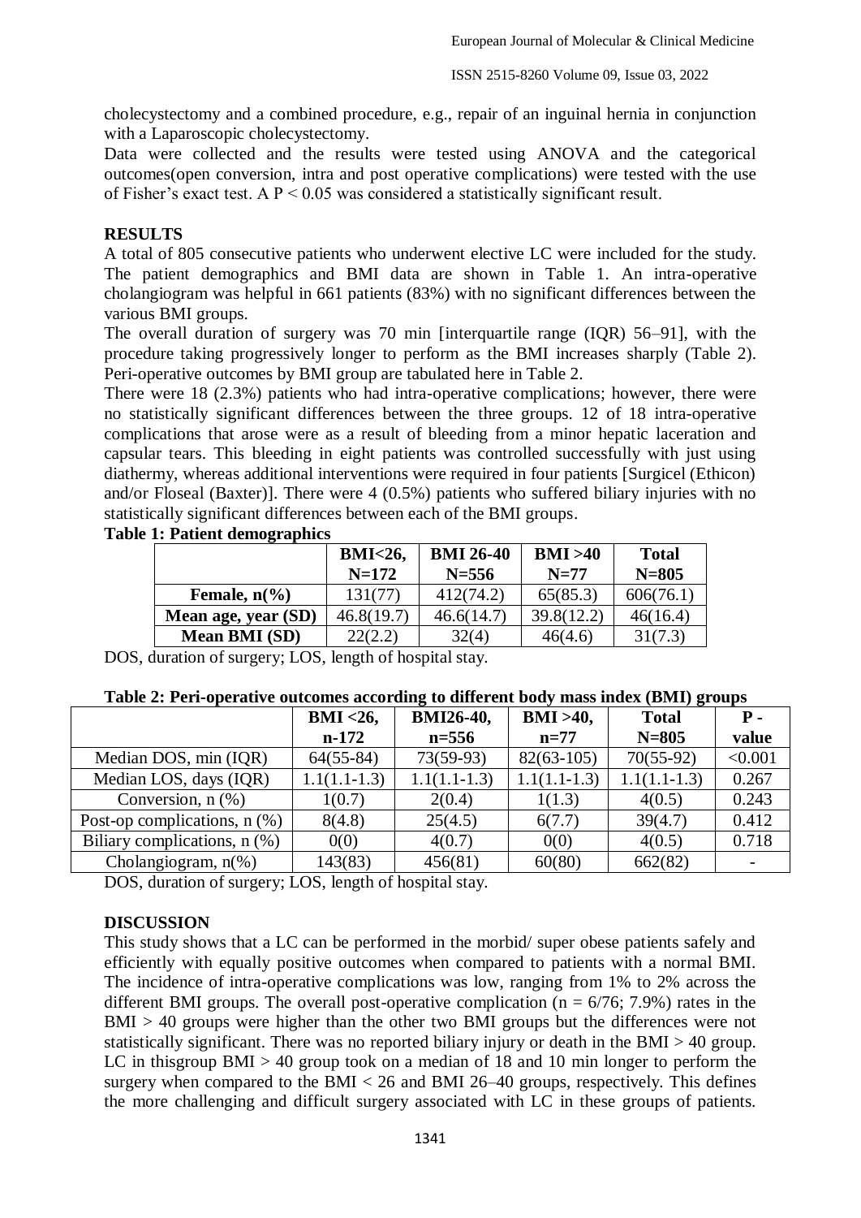cholecystectomy and a combined procedure, e.g., repair of an inguinal hernia in conjunction with a Laparoscopic cholecystectomy.

Data were collected and the results were tested using ANOVA and the categorical outcomes(open conversion, intra and post operative complications) were tested with the use of Fisher's exact test. A $P < 0.05$ was considered a statistically significant result.

## RESULTS

A total of 805 consecutive patients who underwent elective LC were included for the study. The patient demographics and BMI data are shown in Table 1. An intra-operative cholangiogram was helpful in 661 patients (83%) with no significant differences between the various BMI groups.

The overall duration of surgery was 70 min [interquartile range (IQR) 56–91], with the procedure taking progressively longer to perform as the BMI increases sharply (Table 2). Peri-operative outcomes by BMI group are tabulated here in Table 2.

There were 18 (2.3%) patients who had intra-operative complications; however, there were no statistically significant differences between the three groups. 12 of 18 intra-operative complications that arose were as a result of bleeding from a minor hepatic laceration and capsular tears. This bleeding in eight patients was controlled successfully with just using diathermy, whereas additional interventions were required in four patients [Surgicel (Ethicon) and/or Floseal (Baxter)]. There were 4 (0.5%) patients who suffered biliary injuries with no statistically significant differences between each of the BMI groups.

**Table 1: Patient demographics**

| | **BMI<26, N=172** | **BMI 26-40 N=556** | **BMI >40 N=77** | **Total N=805** |
|---|---|---|---|---|
| **Female, n(%)** | 131(77) | 412(74.2) | 65(85.3) | 606(76.1) |
| **Mean age, year (SD)** | 46.8(19.7) | 46.6(14.7) | 39.8(12.2) | 46(16.4) |
| **Mean BMI (SD)** | 22(2.2) | 32(4) | 46(4.6) | 31(7.3) |

DOS, duration of surgery; LOS, length of hospital stay.

**Table 2: Peri-operative outcomes according to different body mass index (BMI) groups**

| | **BMI <26, n-172** | **BMI26-40, n=556** | **BMI >40, n=77** | **Total N=805** | **P - value** |
|---|---|---|---|---|---|
| Median DOS, min (IQR) | 64(55-84) | 73(59-93) | 82(63-105) | 70(55-92) | <0.001 |
| Median LOS, days (IQR) | 1.1(1.1-1.3) | 1.1(1.1-1.3) | 1.1(1.1-1.3) | 1.1(1.1-1.3) | 0.267 |
| Conversion, n (%) | 1(0.7) | 2(0.4) | 1(1.3) | 4(0.5) | 0.243 |
| Post-op complications, n (%) | 8(4.8) | 25(4.5) | 6(7.7) | 39(4.7) | 0.412 |
| Biliary complications, n (%) | 0(0) | 4(0.7) | 0(0) | 4(0.5) | 0.718 |
| Cholangiogram, n(%) | 143(83) | 456(81) | 60(80) | 662(82) | - |

DOS, duration of surgery; LOS, length of hospital stay.

## DISCUSSION

This study shows that a LC can be performed in the morbid/ super obese patients safely and efficiently with equally positive outcomes when compared to patients with a normal BMI. The incidence of intra-operative complications was low, ranging from 1% to 2% across the different BMI groups. The overall post-operative complication ($n = 6/76$; 7.9%) rates in the BMI > 40 groups were higher than the other two BMI groups but the differences were not statistically significant. There was no reported biliary injury or death in the BMI > 40 group. LC in thisgroup BMI > 40 group took on a median of 18 and 10 min longer to perform the surgery when compared to the BMI < 26 and BMI 26–40 groups, respectively. This defines the more challenging and difficult surgery associated with LC in these groups of patients.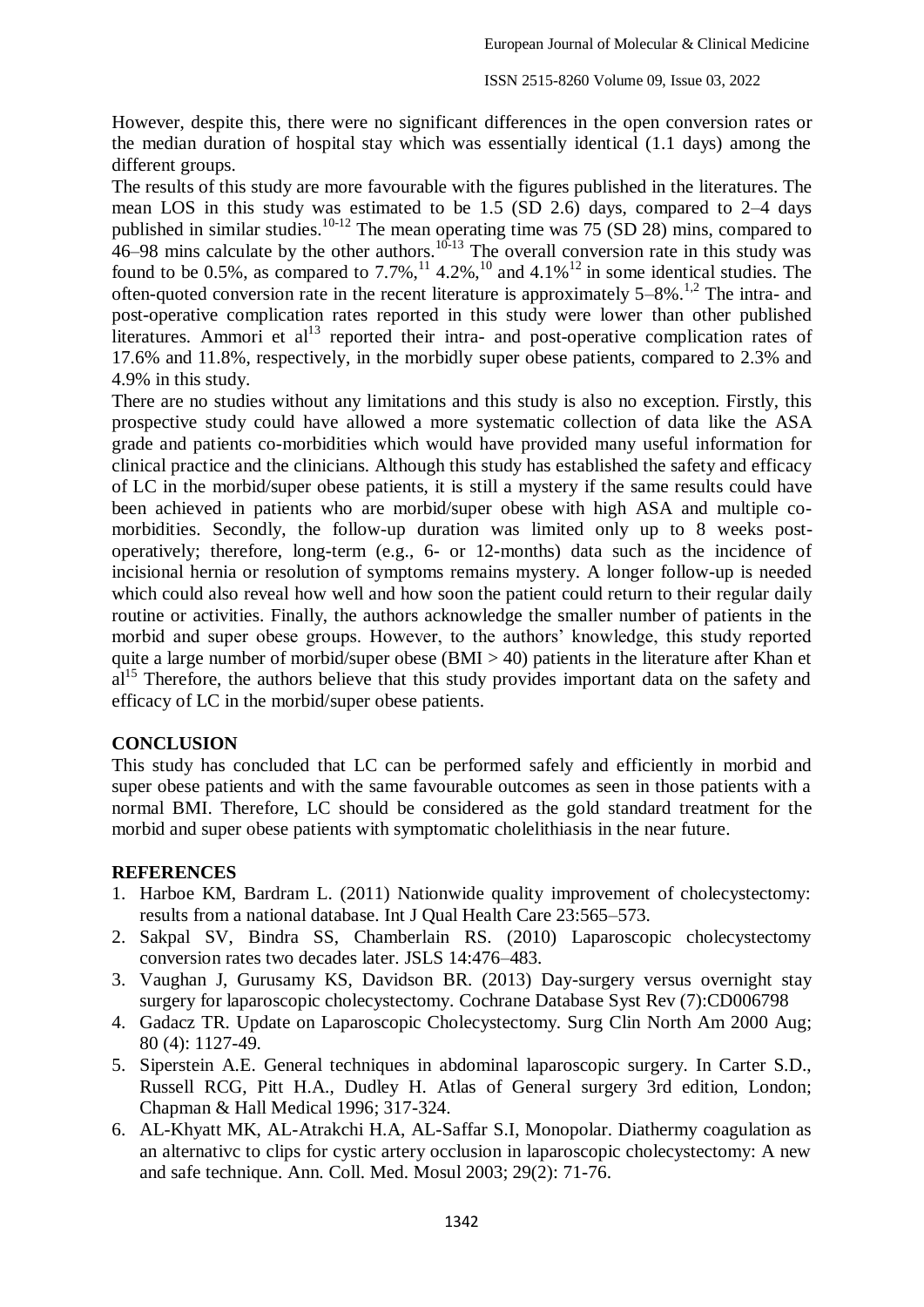However, despite this, there were no significant differences in the open conversion rates or the median duration of hospital stay which was essentially identical (1.1 days) among the different groups.

The results of this study are more favourable with the figures published in the literatures. The mean LOS in this study was estimated to be 1.5 (SD 2.6) days, compared to 2–4 days published in similar studies.[10-12] The mean operating time was 75 (SD 28) mins, compared to 46–98 mins calculate by the other authors.[10-13] The overall conversion rate in this study was found to be 0.5%, as compared to 7.7%,[11] 4.2%,[10] and 4.1%[12] in some identical studies. The often-quoted conversion rate in the recent literature is approximately 5–8%.[1,2] The intra- and post-operative complication rates reported in this study were lower than other published literatures. Ammori et al[13] reported their intra- and post-operative complication rates of 17.6% and 11.8%, respectively, in the morbidly super obese patients, compared to 2.3% and 4.9% in this study.

There are no studies without any limitations and this study is also no exception. Firstly, this prospective study could have allowed a more systematic collection of data like the ASA grade and patients co-morbidities which would have provided many useful information for clinical practice and the clinicians. Although this study has established the safety and efficacy of LC in the morbid/super obese patients, it is still a mystery if the same results could have been achieved in patients who are morbid/super obese with high ASA and multiple co-morbidities. Secondly, the follow-up duration was limited only up to 8 weeks post-operatively; therefore, long-term (e.g., 6- or 12-months) data such as the incidence of incisional hernia or resolution of symptoms remains mystery. A longer follow-up is needed which could also reveal how well and how soon the patient could return to their regular daily routine or activities. Finally, the authors acknowledge the smaller number of patients in the morbid and super obese groups. However, to the authors' knowledge, this study reported quite a large number of morbid/super obese (BMI > 40) patients in the literature after Khan et al[15] Therefore, the authors believe that this study provides important data on the safety and efficacy of LC in the morbid/super obese patients.

## CONCLUSION

This study has concluded that LC can be performed safely and efficiently in morbid and super obese patients and with the same favourable outcomes as seen in those patients with a normal BMI. Therefore, LC should be considered as the gold standard treatment for the morbid and super obese patients with symptomatic cholelithiasis in the near future.

## REFERENCES

1. Harboe KM, Bardram L. (2011) Nationwide quality improvement of cholecystectomy: results from a national database. Int J Qual Health Care 23:565–573.
2. Sakpal SV, Bindra SS, Chamberlain RS. (2010) Laparoscopic cholecystectomy conversion rates two decades later. JSLS 14:476–483.
3. Vaughan J, Gurusamy KS, Davidson BR. (2013) Day-surgery versus overnight stay surgery for laparoscopic cholecystectomy. Cochrane Database Syst Rev (7):CD006798
4. Gadacz TR. Update on Laparoscopic Cholecystectomy. Surg Clin North Am 2000 Aug; 80 (4): 1127-49.
5. Siperstein A.E. General techniques in abdominal laparoscopic surgery. In Carter S.D., Russell RCG, Pitt H.A., Dudley H. Atlas of General surgery 3rd edition, London; Chapman & Hall Medical 1996; 317-324.
6. AL-Khyatt MK, AL-Atrakchi H.A, AL-Saffar S.I, Monopolar. Diathermy coagulation as an alternativc to clips for cystic artery occlusion in laparoscopic cholecystectomy: A new and safe technique. Ann. Coll. Med. Mosul 2003; 29(2): 71-76.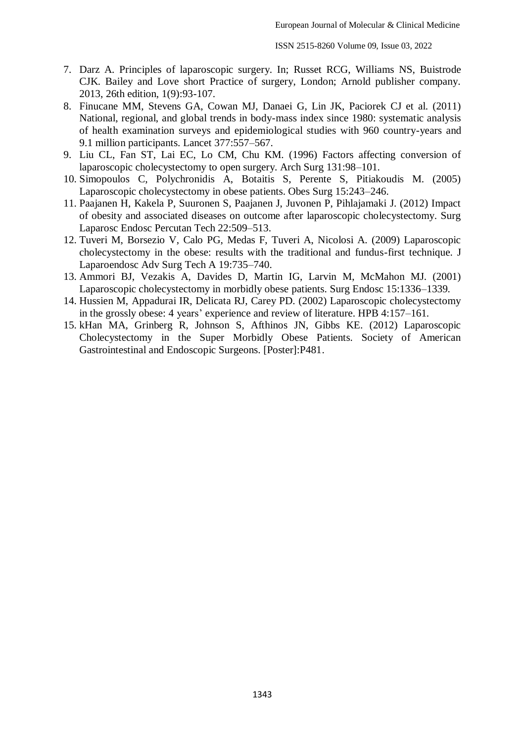7. Darz A. Principles of laparoscopic surgery. In; Russet RCG, Williams NS, Buistrode CJK. Bailey and Love short Practice of surgery, London; Arnold publisher company. 2013, 26th edition, 1(9):93-107.
8. Finucane MM, Stevens GA, Cowan MJ, Danaei G, Lin JK, Paciorek CJ et al. (2011) National, regional, and global trends in body-mass index since 1980: systematic analysis of health examination surveys and epidemiological studies with 960 country-years and 9.1 million participants. Lancet 377:557–567.
9. Liu CL, Fan ST, Lai EC, Lo CM, Chu KM. (1996) Factors affecting conversion of laparoscopic cholecystectomy to open surgery. Arch Surg 131:98–101.
10. Simopoulos C, Polychronidis A, Botaitis S, Perente S, Pitiakoudis M. (2005) Laparoscopic cholecystectomy in obese patients. Obes Surg 15:243–246.
11. Paajanen H, Kakela P, Suuronen S, Paajanen J, Juvonen P, Pihlajamaki J. (2012) Impact of obesity and associated diseases on outcome after laparoscopic cholecystectomy. Surg Laparosc Endosc Percutan Tech 22:509–513.
12. Tuveri M, Borsezio V, Calo PG, Medas F, Tuveri A, Nicolosi A. (2009) Laparoscopic cholecystectomy in the obese: results with the traditional and fundus-first technique. J Laparoendosc Adv Surg Tech A 19:735–740.
13. Ammori BJ, Vezakis A, Davides D, Martin IG, Larvin M, McMahon MJ. (2001) Laparoscopic cholecystectomy in morbidly obese patients. Surg Endosc 15:1336–1339.
14. Hussien M, Appadurai IR, Delicata RJ, Carey PD. (2002) Laparoscopic cholecystectomy in the grossly obese: 4 years' experience and review of literature. HPB 4:157–161.
15. kHan MA, Grinberg R, Johnson S, Afthinos JN, Gibbs KE. (2012) Laparoscopic Cholecystectomy in the Super Morbidly Obese Patients. Society of American Gastrointestinal and Endoscopic Surgeons. [Poster]:P481.